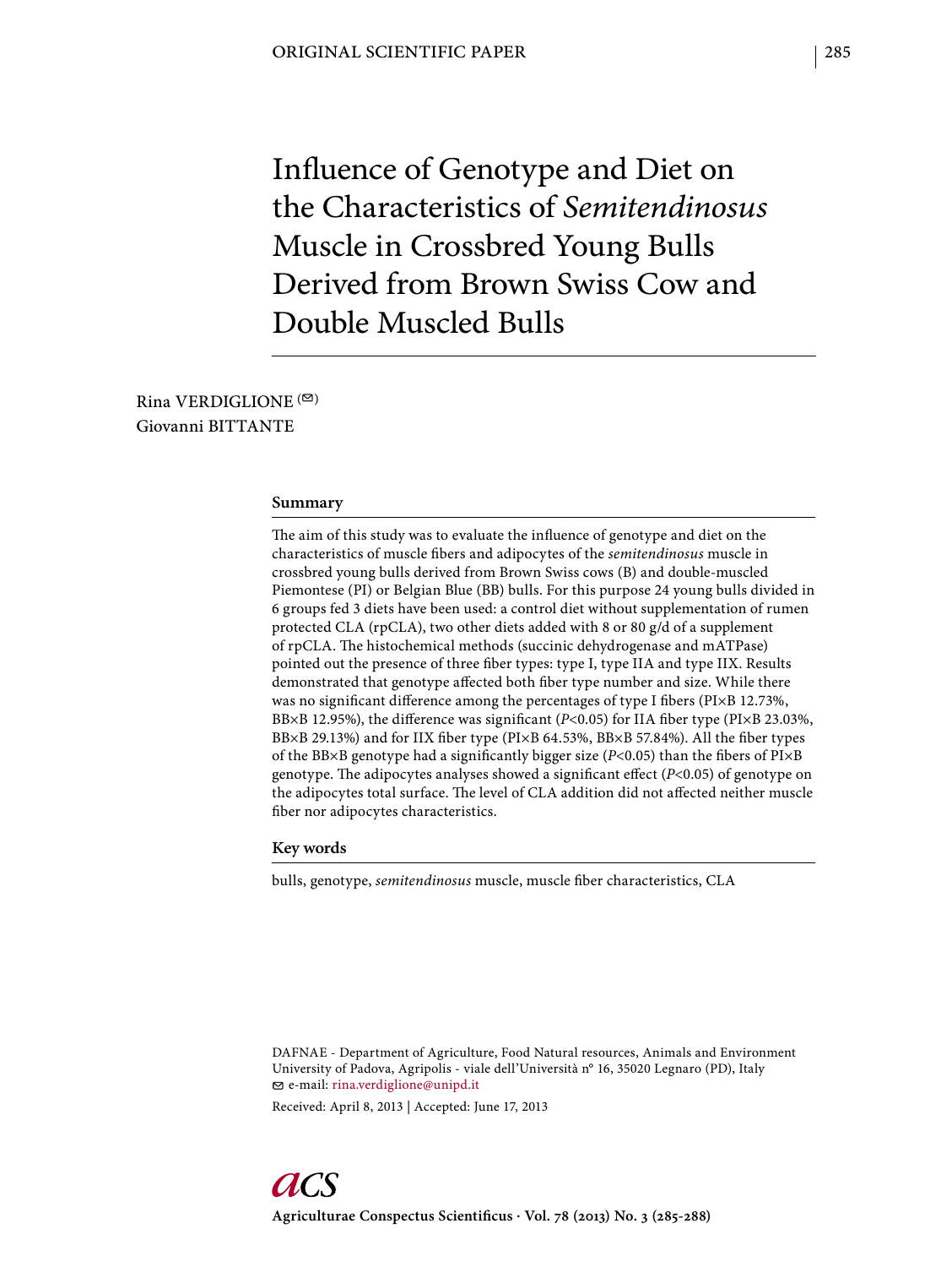ORIGINAL SCIENTIFIC PAPER

# Influence of Genotype and Diet on the Characteristics of *Semitendinosus* Muscle in Crossbred Young Bulls Derived from Brown Swiss Cow and Double Muscled Bulls

Rina VERDIGLIONE (✉)
Giovanni BITTANTE

## Summary

The aim of this study was to evaluate the influence of genotype and diet on the characteristics of muscle fibers and adipocytes of the *semitendinosus* muscle in crossbred young bulls derived from Brown Swiss cows (B) and double-muscled Piemontese (PI) or Belgian Blue (BB) bulls. For this purpose 24 young bulls divided in 6 groups fed 3 diets have been used: a control diet without supplementation of rumen protected CLA (rpCLA), two other diets added with 8 or 80 g/d of a supplement of rpCLA. The histochemical methods (succinic dehydrogenase and mATPase) pointed out the presence of three fiber types: type I, type IIA and type IIX. Results demonstrated that genotype affected both fiber type number and size. While there was no significant difference among the percentages of type I fibers (PI×B 12.73%, BB×B 12.95%), the difference was significant ($P$<0.05) for IIA fiber type (PI×B 23.03%, BB×B 29.13%) and for IIX fiber type (PI×B 64.53%, BB×B 57.84%). All the fiber types of the BB×B genotype had a significantly bigger size ($P$<0.05) than the fibers of PI×B genotype. The adipocytes analyses showed a significant effect ($P$<0.05) of genotype on the adipocytes total surface. The level of CLA addition did not affected neither muscle fiber nor adipocytes characteristics.

## Key words

bulls, genotype, *semitendinosus* muscle, muscle fiber characteristics, CLA

DAFNAE - Department of Agriculture, Food Natural resources, Animals and Environment University of Padova, Agripolis - viale dell'Università n° 16, 35020 Legnaro (PD), Italy
✉ e-mail: rina.verdiglione@unipd.it

Received: April 8, 2013 | Accepted: June 17, 2013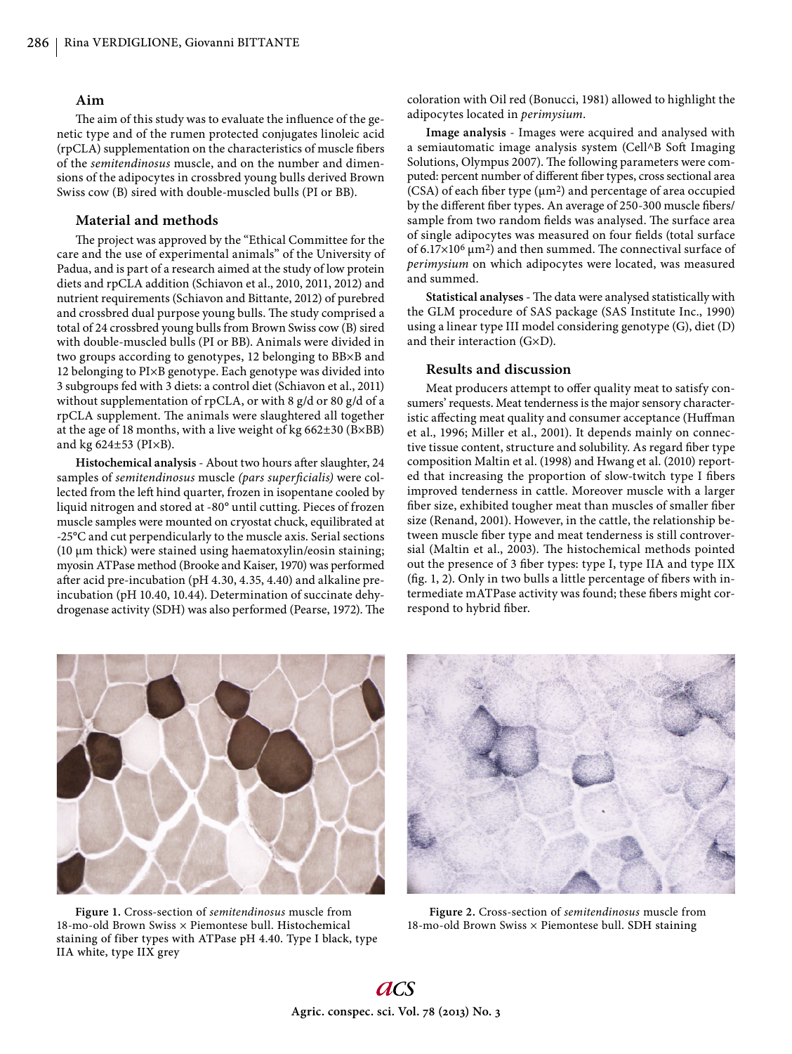## Aim

The aim of this study was to evaluate the influence of the genetic type and of the rumen protected conjugates linoleic acid (rpCLA) supplementation on the characteristics of muscle fibers of the *semitendinosus* muscle, and on the number and dimensions of the adipocytes in crossbred young bulls derived Brown Swiss cow (B) sired with double-muscled bulls (PI or BB).

## Material and methods

The project was approved by the "Ethical Committee for the care and the use of experimental animals" of the University of Padua, and is part of a research aimed at the study of low protein diets and rpCLA addition (Schiavon et al., 2010, 2011, 2012) and nutrient requirements (Schiavon and Bittante, 2012) of purebred and crossbred dual purpose young bulls. The study comprised a total of 24 crossbred young bulls from Brown Swiss cow (B) sired with double-muscled bulls (PI or BB). Animals were divided in two groups according to genotypes, 12 belonging to BB×B and 12 belonging to PI×B genotype. Each genotype was divided into 3 subgroups fed with 3 diets: a control diet (Schiavon et al., 2011) without supplementation of rpCLA, or with 8 g/d or 80 g/d of a rpCLA supplement. The animals were slaughtered all together at the age of 18 months, with a live weight of kg 662±30 (B×BB) and kg 624±53 (PI×B).

**Histochemical analysis** - About two hours after slaughter, 24 samples of *semitendinosus* muscle *(pars superficialis)* were collected from the left hind quarter, frozen in isopentane cooled by liquid nitrogen and stored at -80° until cutting. Pieces of frozen muscle samples were mounted on cryostat chuck, equilibrated at -25°C and cut perpendicularly to the muscle axis. Serial sections (10 µm thick) were stained using haematoxylin/eosin staining; myosin ATPase method (Brooke and Kaiser, 1970) was performed after acid pre-incubation (pH 4.30, 4.35, 4.40) and alkaline pre-incubation (pH 10.40, 10.44). Determination of succinate dehydrogenase activity (SDH) was also performed (Pearse, 1972). The coloration with Oil red (Bonucci, 1981) allowed to highlight the adipocytes located in *perimysium*.

**Image analysis** - Images were acquired and analysed with a semiautomatic image analysis system (Cell^B Soft Imaging Solutions, Olympus 2007). The following parameters were computed: percent number of different fiber types, cross sectional area (CSA) of each fiber type (µm$^2$) and percentage of area occupied by the different fiber types. An average of 250-300 muscle fibers/sample from two random fields was analysed. The surface area of single adipocytes was measured on four fields (total surface of $6.17\times10^6$ µm$^2$) and then summed. The connectival surface of *perimysium* on which adipocytes were located, was measured and summed.

**Statistical analyses** - The data were analysed statistically with the GLM procedure of SAS package (SAS Institute Inc., 1990) using a linear type III model considering genotype (G), diet (D) and their interaction (G×D).

## Results and discussion

Meat producers attempt to offer quality meat to satisfy consumers' requests. Meat tenderness is the major sensory characteristic affecting meat quality and consumer acceptance (Huffman et al., 1996; Miller et al., 2001). It depends mainly on connective tissue content, structure and solubility. As regard fiber type composition Maltin et al. (1998) and Hwang et al. (2010) reported that increasing the proportion of slow-twitch type I fibers improved tenderness in cattle. Moreover muscle with a larger fiber size, exhibited tougher meat than muscles of smaller fiber size (Renand, 2001). However, in the cattle, the relationship between muscle fiber type and meat tenderness is still controversial (Maltin et al., 2003). The histochemical methods pointed out the presence of 3 fiber types: type I, type IIA and type IIX (fig. 1, 2). Only in two bulls a little percentage of fibers with intermediate mATPase activity was found; these fibers might correspond to hybrid fiber.

**Figure 1.** Cross-section of *semitendinosus* muscle from 18-mo-old Brown Swiss × Piemontese bull. Histochemical staining of fiber types with ATPase pH 4.40. Type I black, type IIA white, type IIX grey

**Figure 2.** Cross-section of *semitendinosus* muscle from 18-mo-old Brown Swiss × Piemontese bull. SDH staining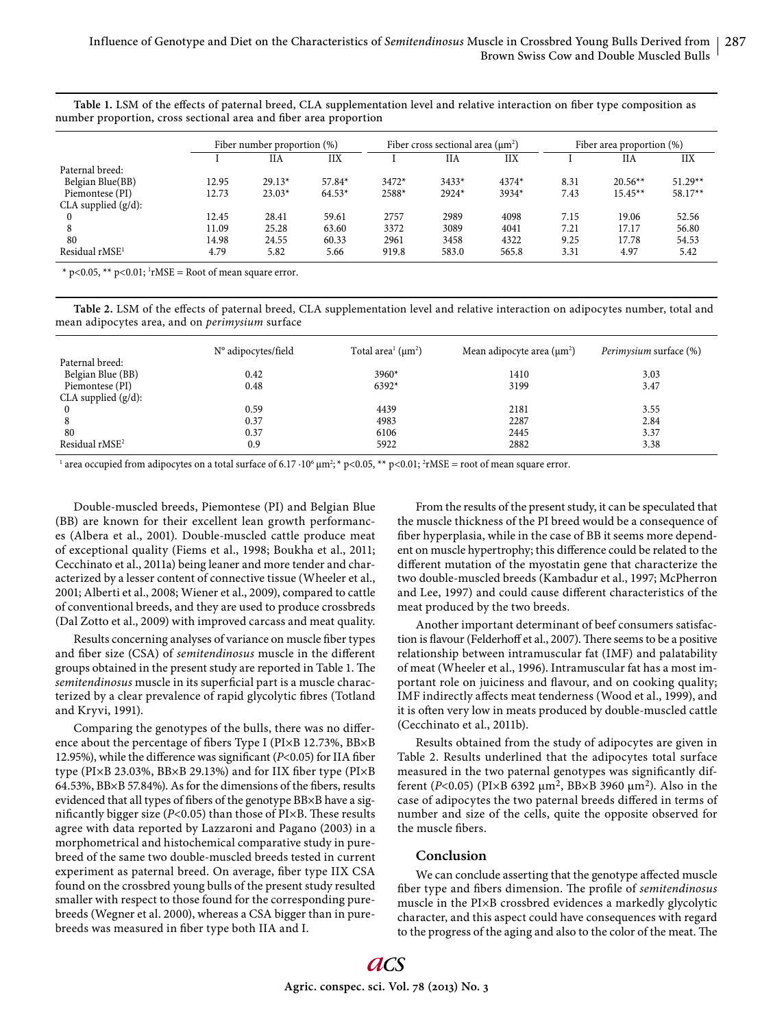**Table 1.** LSM of the effects of paternal breed, CLA supplementation level and relative interaction on fiber type composition as number proportion, cross sectional area and fiber area proportion

| | Fiber number proportion (%) | | | Fiber cross sectional area (μm²) | | | Fiber area proportion (%) | | |
|---|---|---|---|---|---|---|---|---|---|
| | I | IIA | IIX | I | IIA | IIX | I | IIA | IIX |
| Paternal breed: | | | | | | | | | |
| Belgian Blue(BB) | 12.95 | 29.13* | 57.84* | 3472* | 3433* | 4374* | 8.31 | 20.56** | 51.29** |
| Piemontese (PI) | 12.73 | 23.03* | 64.53* | 2588* | 2924* | 3934* | 7.43 | 15.45** | 58.17** |
| CLA supplied (g/d): | | | | | | | | | |
| 0 | 12.45 | 28.41 | 59.61 | 2757 | 2989 | 4098 | 7.15 | 19.06 | 52.56 |
| 8 | 11.09 | 25.28 | 63.60 | 3372 | 3089 | 4041 | 7.21 | 17.17 | 56.80 |
| 80 | 14.98 | 24.55 | 60.33 | 2961 | 3458 | 4322 | 9.25 | 17.78 | 54.53 |
| Residual rMSE[1] | 4.79 | 5.82 | 5.66 | 919.8 | 583.0 | 565.8 | 3.31 | 4.97 | 5.42 |

* p<0.05, ** p<0.01; [1]rMSE = Root of mean square error.

**Table 2.** LSM of the effects of paternal breed, CLA supplementation level and relative interaction on adipocytes number, total and mean adipocytes area, and on *perimysium* surface

| | N° adipocytes/field | Total area[1] (μm²) | Mean adipocyte area (μm²) | *Perimysium* surface (%) |
|---|---|---|---|---|
| Paternal breed: | | | | |
| Belgian Blue (BB) | 0.42 | 3960* | 1410 | 3.03 |
| Piemontese (PI) | 0.48 | 6392* | 3199 | 3.47 |
| CLA supplied (g/d): | | | | |
| 0 | 0.59 | 4439 | 2181 | 3.55 |
| 8 | 0.37 | 4983 | 2287 | 2.84 |
| 80 | 0.37 | 6106 | 2445 | 3.37 |
| Residual rMSE[2] | 0.9 | 5922 | 2882 | 3.38 |

[1] area occupied from adipocytes on a total surface of $6.17 \cdot 10^6$ μm²; * p<0.05, ** p<0.01; [2]rMSE = root of mean square error.

Double-muscled breeds, Piemontese (PI) and Belgian Blue (BB) are known for their excellent lean growth performances (Albera et al., 2001). Double-muscled cattle produce meat of exceptional quality (Fiems et al., 1998; Boukha et al., 2011; Cecchinato et al., 2011a) being leaner and more tender and characterized by a lesser content of connective tissue (Wheeler et al., 2001; Alberti et al., 2008; Wiener et al., 2009), compared to cattle of conventional breeds, and they are used to produce crossbreds (Dal Zotto et al., 2009) with improved carcass and meat quality.

Results concerning analyses of variance on muscle fiber types and fiber size (CSA) of *semitendinosus* muscle in the different groups obtained in the present study are reported in Table 1. The *semitendinosus* muscle in its superficial part is a muscle characterized by a clear prevalence of rapid glycolytic fibres (Totland and Kryvi, 1991).

Comparing the genotypes of the bulls, there was no difference about the percentage of fibers Type I (PI×B 12.73%, BB×B 12.95%), while the difference was significant (*P*<0.05) for IIA fiber type (PI×B 23.03%, BB×B 29.13%) and for IIX fiber type (PI×B 64.53%, BB×B 57.84%). As for the dimensions of the fibers, results evidenced that all types of fibers of the genotype BB×B have a significantly bigger size (*P*<0.05) than those of PI×B. These results agree with data reported by Lazzaroni and Pagano (2003) in a morphometrical and histochemical comparative study in purebreed of the same two double-muscled breeds tested in current experiment as paternal breed. On average, fiber type IIX CSA found on the crossbred young bulls of the present study resulted smaller with respect to those found for the corresponding purebreeds (Wegner et al. 2000), whereas a CSA bigger than in purebreeds was measured in fiber type both IIA and I.

From the results of the present study, it can be speculated that the muscle thickness of the PI breed would be a consequence of fiber hyperplasia, while in the case of BB it seems more dependent on muscle hypertrophy; this difference could be related to the different mutation of the myostatin gene that characterize the two double-muscled breeds (Kambadur et al., 1997; McPherron and Lee, 1997) and could cause different characteristics of the meat produced by the two breeds.

Another important determinant of beef consumers satisfaction is flavour (Felderhoff et al., 2007). There seems to be a positive relationship between intramuscular fat (IMF) and palatability of meat (Wheeler et al., 1996). Intramuscular fat has a most important role on juiciness and flavour, and on cooking quality; IMF indirectly affects meat tenderness (Wood et al., 1999), and it is often very low in meats produced by double-muscled cattle (Cecchinato et al., 2011b).

Results obtained from the study of adipocytes are given in Table 2. Results underlined that the adipocytes total surface measured in the two paternal genotypes was significantly different (*P*<0.05) (PI×B 6392 μm², BB×B 3960 μm²). Also in the case of adipocytes the two paternal breeds differed in terms of number and size of the cells, quite the opposite observed for the muscle fibers.

## Conclusion

We can conclude asserting that the genotype affected muscle fiber type and fibers dimension. The profile of *semitendinosus* muscle in the PI×B crossbred evidences a markedly glycolytic character, and this aspect could have consequences with regard to the progress of the aging and also to the color of the meat. The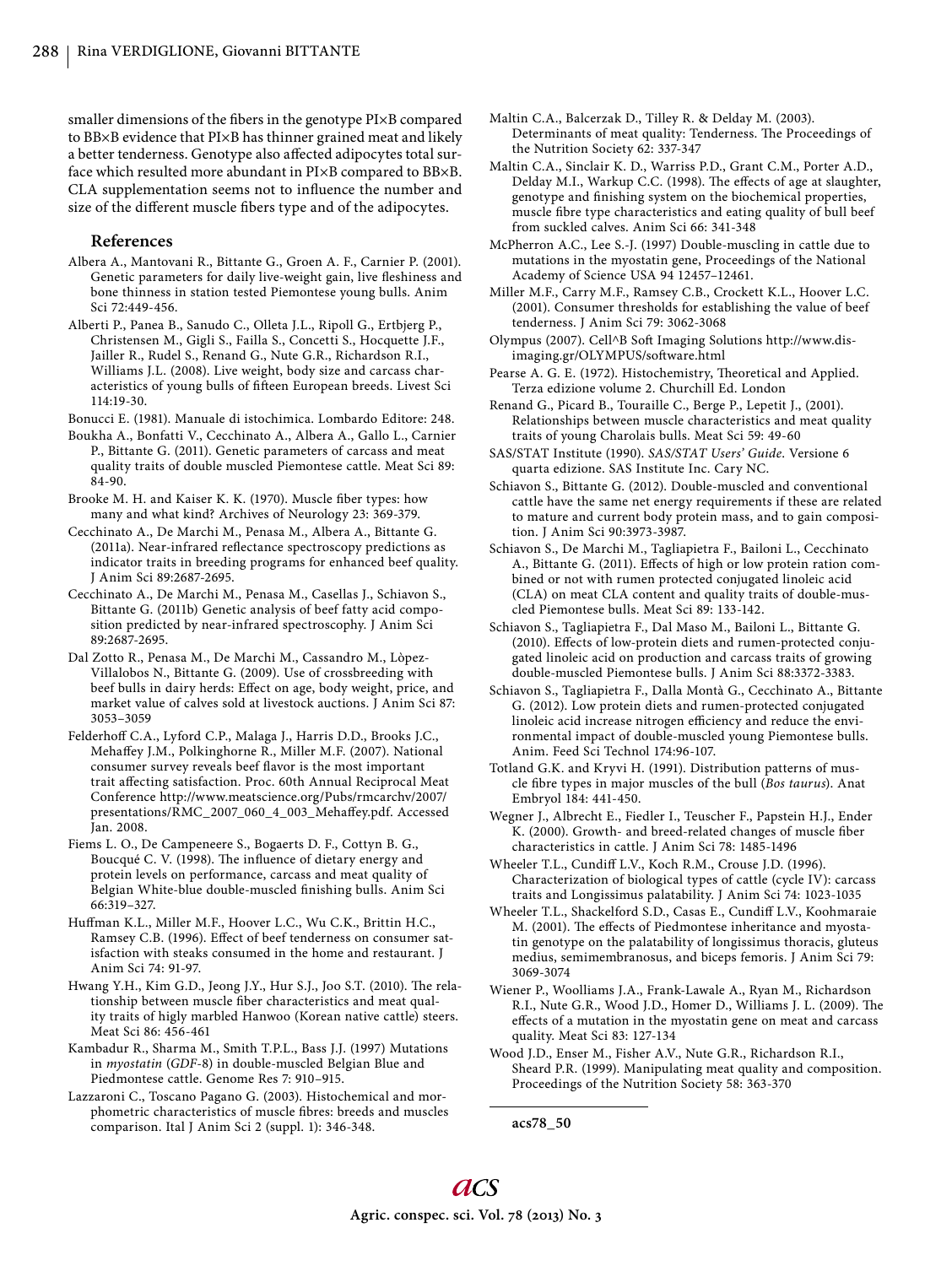smaller dimensions of the fibers in the genotype PI×B compared to BB×B evidence that PI×B has thinner grained meat and likely a better tenderness. Genotype also affected adipocytes total surface which resulted more abundant in PI×B compared to BB×B. CLA supplementation seems not to influence the number and size of the different muscle fibers type and of the adipocytes.

## References

Albera A., Mantovani R., Bittante G., Groen A. F., Carnier P. (2001). Genetic parameters for daily live-weight gain, live fleshiness and bone thinness in station tested Piemontese young bulls. Anim Sci 72:449-456.

Alberti P., Panea B., Sanudo C., Olleta J.L., Ripoll G., Ertbjerg P., Christensen M., Gigli S., Failla S., Concetti S., Hocquette J.F., Jailler R., Rudel S., Renand G., Nute G.R., Richardson R.I., Williams J.L. (2008). Live weight, body size and carcass characteristics of young bulls of fifteen European breeds. Livest Sci 114:19-30.

Bonucci E. (1981). Manuale di istochimica. Lombardo Editore: 248.

Boukha A., Bonfatti V., Cecchinato A., Albera A., Gallo L., Carnier P., Bittante G. (2011). Genetic parameters of carcass and meat quality traits of double muscled Piemontese cattle. Meat Sci 89: 84-90.

Brooke M. H. and Kaiser K. K. (1970). Muscle fiber types: how many and what kind? Archives of Neurology 23: 369-379.

Cecchinato A., De Marchi M., Penasa M., Albera A., Bittante G. (2011a). Near-infrared reflectance spectroscopy predictions as indicator traits in breeding programs for enhanced beef quality. J Anim Sci 89:2687-2695.

Cecchinato A., De Marchi M., Penasa M., Casellas J., Schiavon S., Bittante G. (2011b) Genetic analysis of beef fatty acid composition predicted by near-infrared spectroscophy. J Anim Sci 89:2687-2695.

Dal Zotto R., Penasa M., De Marchi M., Cassandro M., Lòpez-Villalobos N., Bittante G. (2009). Use of crossbreeding with beef bulls in dairy herds: Effect on age, body weight, price, and market value of calves sold at livestock auctions. J Anim Sci 87: 3053–3059

Felderhoff C.A., Lyford C.P., Malaga J., Harris D.D., Brooks J.C., Mehaffey J.M., Polkinghorne R., Miller M.F. (2007). National consumer survey reveals beef flavor is the most important trait affecting satisfaction. Proc. 60th Annual Reciprocal Meat Conference http://www.meatscience.org/Pubs/rmcarchv/2007/presentations/RMC_2007_060_4_003_Mehaffey.pdf. Accessed Jan. 2008.

Fiems L. O., De Campeneere S., Bogaerts D. F., Cottyn B. G., Boucqué C. V. (1998). The influence of dietary energy and protein levels on performance, carcass and meat quality of Belgian White-blue double-muscled finishing bulls. Anim Sci 66:319–327.

Huffman K.L., Miller M.F., Hoover L.C., Wu C.K., Brittin H.C., Ramsey C.B. (1996). Effect of beef tenderness on consumer satisfaction with steaks consumed in the home and restaurant. J Anim Sci 74: 91-97.

Hwang Y.H., Kim G.D., Jeong J.Y., Hur S.J., Joo S.T. (2010). The relationship between muscle fiber characteristics and meat quality traits of higly marbled Hanwoo (Korean native cattle) steers. Meat Sci 86: 456-461

Kambadur R., Sharma M., Smith T.P.L., Bass J.J. (1997) Mutations in *myostatin* (*GDF-8*) in double-muscled Belgian Blue and Piedmontese cattle. Genome Res 7: 910–915.

Lazzaroni C., Toscano Pagano G. (2003). Histochemical and morphometric characteristics of muscle fibres: breeds and muscles comparison. Ital J Anim Sci 2 (suppl. 1): 346-348.

Maltin C.A., Balcerzak D., Tilley R. & Delday M. (2003). Determinants of meat quality: Tenderness. The Proceedings of the Nutrition Society 62: 337-347

Maltin C.A., Sinclair K. D., Warriss P.D., Grant C.M., Porter A.D., Delday M.I., Warkup C.C. (1998). The effects of age at slaughter, genotype and finishing system on the biochemical properties, muscle fibre type characteristics and eating quality of bull beef from suckled calves. Anim Sci 66: 341-348

McPherron A.C., Lee S.-J. (1997) Double-muscling in cattle due to mutations in the myostatin gene, Proceedings of the National Academy of Science USA 94 12457–12461.

Miller M.F., Carry M.F., Ramsey C.B., Crockett K.L., Hoover L.C. (2001). Consumer thresholds for establishing the value of beef tenderness. J Anim Sci 79: 3062-3068

Olympus (2007). Cell^B Soft Imaging Solutions http://www.dis-imaging.gr/OLYMPUS/software.html

Pearse A. G. E. (1972). Histochemistry, Theoretical and Applied. Terza edizione volume 2. Churchill Ed. London

Renand G., Picard B., Touraille C., Berge P., Lepetit J., (2001). Relationships between muscle characteristics and meat quality traits of young Charolais bulls. Meat Sci 59: 49-60

SAS/STAT Institute (1990). *SAS/STAT Users' Guide*. Versione 6 quarta edizione. SAS Institute Inc. Cary NC.

Schiavon S., Bittante G. (2012). Double-muscled and conventional cattle have the same net energy requirements if these are related to mature and current body protein mass, and to gain composition. J Anim Sci 90:3973-3987.

Schiavon S., De Marchi M., Tagliapietra F., Bailoni L., Cecchinato A., Bittante G. (2011). Effects of high or low protein ration combined or not with rumen protected conjugated linoleic acid (CLA) on meat CLA content and quality traits of double-muscled Piemontese bulls. Meat Sci 89: 133-142.

Schiavon S., Tagliapietra F., Dal Maso M., Bailoni L., Bittante G. (2010). Effects of low-protein diets and rumen-protected conjugated linoleic acid on production and carcass traits of growing double-muscled Piemontese bulls. J Anim Sci 88:3372-3383.

Schiavon S., Tagliapietra F., Dalla Montà G., Cecchinato A., Bittante G. (2012). Low protein diets and rumen-protected conjugated linoleic acid increase nitrogen efficiency and reduce the environmental impact of double-muscled young Piemontese bulls. Anim. Feed Sci Technol 174:96-107.

Totland G.K. and Kryvi H. (1991). Distribution patterns of muscle fibre types in major muscles of the bull (*Bos taurus*). Anat Embryol 184: 441-450.

Wegner J., Albrecht E., Fiedler I., Teuscher F., Papstein H.J., Ender K. (2000). Growth- and breed-related changes of muscle fiber characteristics in cattle. J Anim Sci 78: 1485-1496

Wheeler T.L., Cundiff L.V., Koch R.M., Crouse J.D. (1996). Characterization of biological types of cattle (cycle IV): carcass traits and Longissimus palatability. J Anim Sci 74: 1023-1035

Wheeler T.L., Shackelford S.D., Casas E., Cundiff L.V., Koohmaraie M. (2001). The effects of Piedmontese inheritance and myostatin genotype on the palatability of longissimus thoracis, gluteus medius, semimembranosus, and biceps femoris. J Anim Sci 79: 3069-3074

Wiener P., Woolliams J.A., Frank-Lawale A., Ryan M., Richardson R.I., Nute G.R., Wood J.D., Homer D., Williams J. L. (2009). The effects of a mutation in the myostatin gene on meat and carcass quality. Meat Sci 83: 127-134

Wood J.D., Enser M., Fisher A.V., Nute G.R., Richardson R.I., Sheard P.R. (1999). Manipulating meat quality and composition. Proceedings of the Nutrition Society 58: 363-370

acs78_50